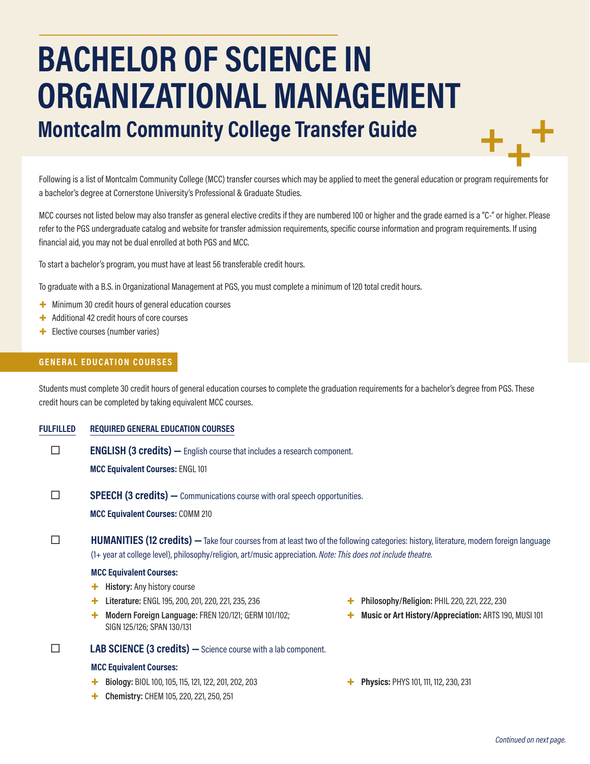# BACHELOR OF SCIENCE IN ORGANIZATIONAL MANAGEMENT

## Montcalm Community College Transfer Guide

Following is a list of Montcalm Community College (MCC) transfer courses which may be applied to meet the general education or program requirements for a bachelor's degree at Cornerstone University's Professional & Graduate Studies.

MCC courses not listed below may also transfer as general elective credits if they are numbered 100 or higher and the grade earned is a "C-" or higher. Please refer to the PGS undergraduate catalog and website for transfer admission requirements, specific course information and program requirements. If using financial aid, you may not be dual enrolled at both PGS and MCC.

To start a bachelor's program, you must have at least 56 transferable credit hours.

To graduate with a B.S. in Organizational Management at PGS, you must complete a minimum of 120 total credit hours.

- Minimum 30 credit hours of general education courses
- Additional 42 credit hours of core courses
- Elective courses (number varies)

### GENERAL EDUCATION COURSES

Students must complete 30 credit hours of general education courses to complete the graduation requirements for a bachelor's degree from PGS. These credit hours can be completed by taking equivalent MCC courses.

**FULFILLED** | **REQUIRED GENERAL EDUCATION COURSES**

☐ **ENGLISH (3 credits) —** English course that includes a research component.

**MCC Equivalent Courses:** ENGL 101

☐ **SPEECH (3 credits) —** Communications course with oral speech opportunities.

**MCC Equivalent Courses:** COMM 210

☐ **HUMANITIES (12 credits) —** Take four courses from at least two of the following categories: history, literature, modern foreign language (1+ year at college level), philosophy/religion, art/music appreciation. *Note: This does not include theatre.*

**MCC Equivalent Courses:**

- **History:** Any history course
- **Literature:** ENGL 195, 200, 201, 220, 221, 235, 236
- **Modern Foreign Language:** FREN 120/121; GERM 101/102; SIGN 125/126; SPAN 130/131
- **Philosophy/Religion:** PHIL 220, 221, 222, 230
- **Music or Art History/Appreciation:** ARTS 190, MUSI 101

☐ **LAB SCIENCE (3 credits) —** Science course with a lab component.

**MCC Equivalent Courses:**

- **Biology:** BIOL 100, 105, 115, 121, 122, 201, 202, 203
- **Chemistry:** CHEM 105, 220, 221, 250, 251
- **Physics:** PHYS 101, 111, 112, 230, 231

*Continued on next page.*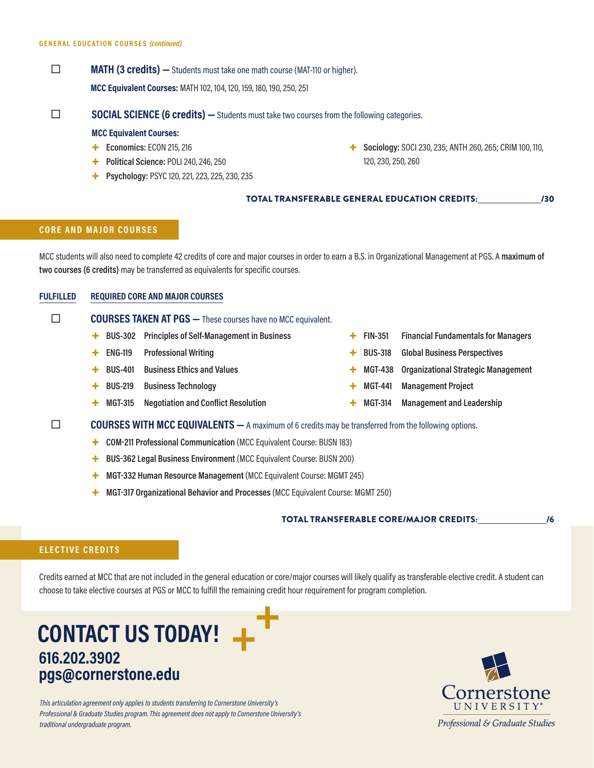**GENERAL EDUCATION COURSES *(continued)***

☐ **MATH (3 credits) —** Students must take one math course (MAT-110 or higher).

**MCC Equivalent Courses:** MATH 102, 104, 120, 159, 180, 190, 250, 251

☐ **SOCIAL SCIENCE (6 credits) —** Students must take two courses from the following categories.

**MCC Equivalent Courses:**

- **Economics:** ECON 215, 216
- **Political Science:** POLI 240, 246, 250
- **Psychology:** PSYC 120, 221, 223, 225, 230, 235
- **Sociology:** SOCI 230, 235; ANTH 260, 265; CRIM 100, 110, 120, 230, 250, 260

**TOTAL TRANSFERABLE GENERAL EDUCATION CREDITS:\_\_\_\_\_\_\_\_\_\_/30**

## CORE AND MAJOR COURSES

MCC students will also need to complete 42 credits of core and major courses in order to earn a B.S. in Organizational Management at PGS. A **maximum of two courses (6 credits)** may be transferred as equivalents for specific courses.

**FULFILLED** | **REQUIRED CORE AND MAJOR COURSES**

☐ **COURSES TAKEN AT PGS —** These courses have no MCC equivalent.

- **BUS-302** Principles of Self-Management in Business
- **ENG-119** Professional Writing
- **BUS-401** Business Ethics and Values
- **BUS-219** Business Technology
- **MGT-315** Negotiation and Conflict Resolution
- **FIN-351** Financial Fundamentals for Managers
- **BUS-318** Global Business Perspectives
- **MGT-438** Organizational Strategic Management
- **MGT-441** Management Project
- **MGT-314** Management and Leadership

☐ **COURSES WITH MCC EQUIVALENTS —** A maximum of 6 credits may be transferred from the following options.

- **COM-211 Professional Communication** (MCC Equivalent Course: BUSN 183)
- **BUS-362 Legal Business Environment** (MCC Equivalent Course: BUSN 200)
- **MGT-332 Human Resource Management** (MCC Equivalent Course: MGMT 245)
- **MGT-317 Organizational Behavior and Processes** (MCC Equivalent Course: MGMT 250)

**TOTAL TRANSFERABLE CORE/MAJOR CREDITS:\_\_\_\_\_\_\_\_\_\_/6**

## ELECTIVE CREDITS

Credits earned at MCC that are not included in the general education or core/major courses will likely qualify as transferable elective credit. A student can choose to take elective courses at PGS or MCC to fulfill the remaining credit hour requirement for program completion.

# CONTACT US TODAY!

**616.202.3902**
**pgs@cornerstone.edu**

*This articulation agreement only applies to students transferring to Cornerstone University's Professional & Graduate Studies program. This agreement does not apply to Cornerstone University's traditional undergraduate program.*

Cornerstone UNIVERSITY®
*Professional & Graduate Studies*